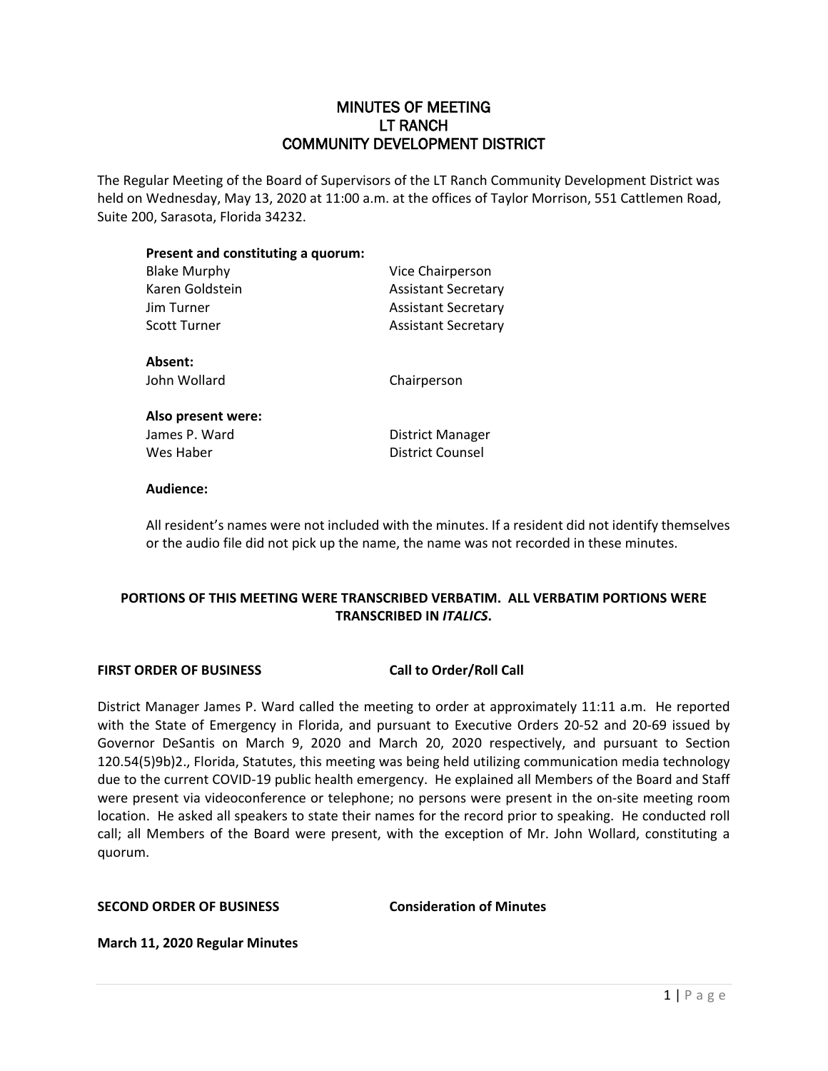# MINUTES OF MEETING
# LT RANCH
# COMMUNITY DEVELOPMENT DISTRICT

The Regular Meeting of the Board of Supervisors of the LT Ranch Community Development District was held on Wednesday, May 13, 2020 at 11:00 a.m. at the offices of Taylor Morrison, 551 Cattlemen Road, Suite 200, Sarasota, Florida 34232.

**Present and constituting a quorum:**

| | |
|---|---|
| Blake Murphy | Vice Chairperson |
| Karen Goldstein | Assistant Secretary |
| Jim Turner | Assistant Secretary |
| Scott Turner | Assistant Secretary |

**Absent:**

| | |
|---|---|
| John Wollard | Chairperson |

**Also present were:**

| | |
|---|---|
| James P. Ward | District Manager |
| Wes Haber | District Counsel |

**Audience:**

All resident's names were not included with the minutes. If a resident did not identify themselves or the audio file did not pick up the name, the name was not recorded in these minutes.

**PORTIONS OF THIS MEETING WERE TRANSCRIBED VERBATIM. ALL VERBATIM PORTIONS WERE TRANSCRIBED IN *ITALICS*.**

**FIRST ORDER OF BUSINESS** **Call to Order/Roll Call**

District Manager James P. Ward called the meeting to order at approximately 11:11 a.m. He reported with the State of Emergency in Florida, and pursuant to Executive Orders 20-52 and 20-69 issued by Governor DeSantis on March 9, 2020 and March 20, 2020 respectively, and pursuant to Section 120.54(5)9b)2., Florida, Statutes, this meeting was being held utilizing communication media technology due to the current COVID-19 public health emergency. He explained all Members of the Board and Staff were present via videoconference or telephone; no persons were present in the on-site meeting room location. He asked all speakers to state their names for the record prior to speaking. He conducted roll call; all Members of the Board were present, with the exception of Mr. John Wollard, constituting a quorum.

**SECOND ORDER OF BUSINESS** **Consideration of Minutes**

**March 11, 2020 Regular Minutes**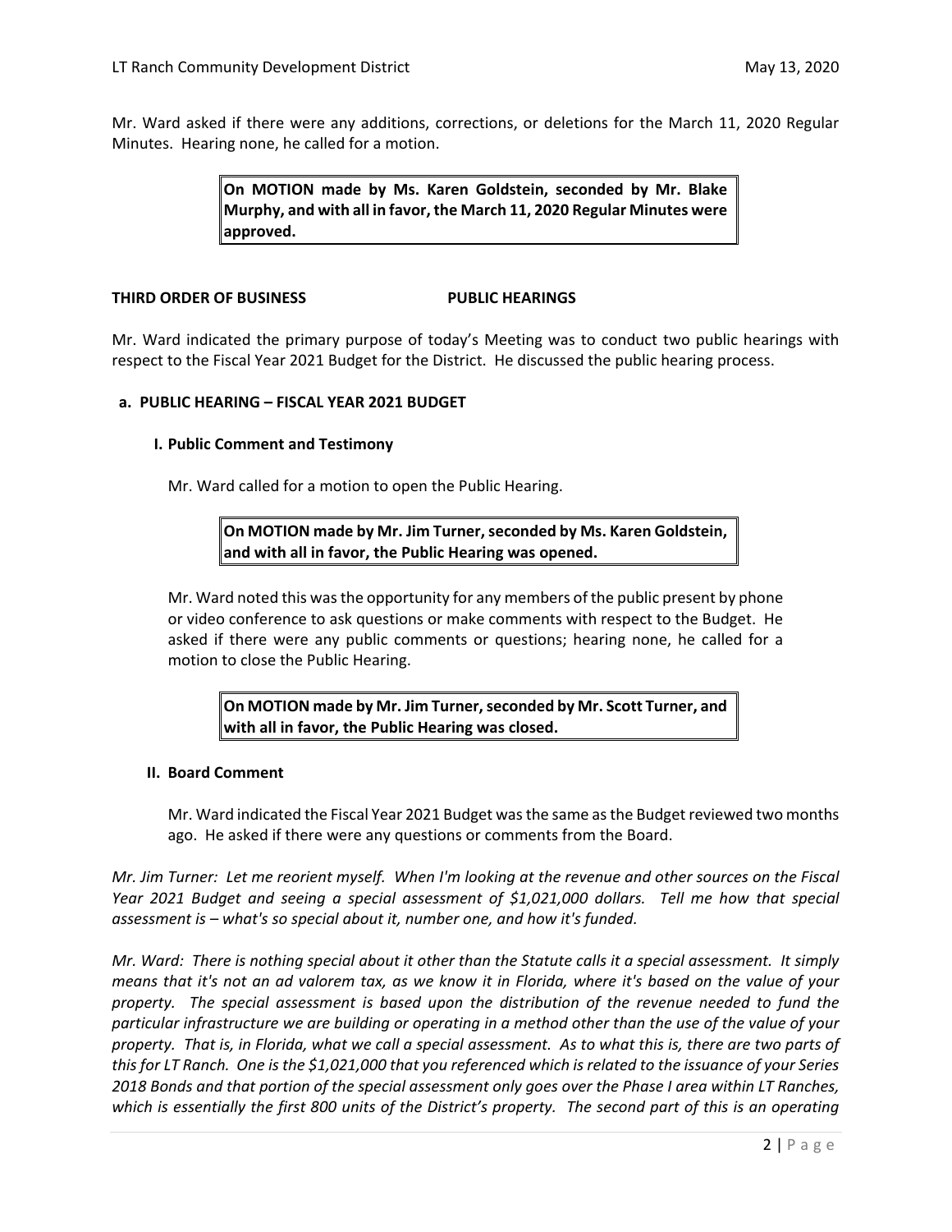Mr. Ward asked if there were any additions, corrections, or deletions for the March 11, 2020 Regular Minutes. Hearing none, he called for a motion.

> **On MOTION made by Ms. Karen Goldstein, seconded by Mr. Blake Murphy, and with all in favor, the March 11, 2020 Regular Minutes were approved.**

**THIRD ORDER OF BUSINESS PUBLIC HEARINGS**

Mr. Ward indicated the primary purpose of today's Meeting was to conduct two public hearings with respect to the Fiscal Year 2021 Budget for the District. He discussed the public hearing process.

**a. PUBLIC HEARING – FISCAL YEAR 2021 BUDGET**

**I. Public Comment and Testimony**

Mr. Ward called for a motion to open the Public Hearing.

> **On MOTION made by Mr. Jim Turner, seconded by Ms. Karen Goldstein, and with all in favor, the Public Hearing was opened.**

Mr. Ward noted this was the opportunity for any members of the public present by phone or video conference to ask questions or make comments with respect to the Budget. He asked if there were any public comments or questions; hearing none, he called for a motion to close the Public Hearing.

> **On MOTION made by Mr. Jim Turner, seconded by Mr. Scott Turner, and with all in favor, the Public Hearing was closed.**

**II. Board Comment**

Mr. Ward indicated the Fiscal Year 2021 Budget was the same as the Budget reviewed two months ago. He asked if there were any questions or comments from the Board.

*Mr. Jim Turner: Let me reorient myself. When I'm looking at the revenue and other sources on the Fiscal Year 2021 Budget and seeing a special assessment of $1,021,000 dollars. Tell me how that special assessment is – what's so special about it, number one, and how it's funded.*

*Mr. Ward: There is nothing special about it other than the Statute calls it a special assessment. It simply means that it's not an ad valorem tax, as we know it in Florida, where it's based on the value of your property. The special assessment is based upon the distribution of the revenue needed to fund the particular infrastructure we are building or operating in a method other than the use of the value of your property. That is, in Florida, what we call a special assessment. As to what this is, there are two parts of this for LT Ranch. One is the $1,021,000 that you referenced which is related to the issuance of your Series 2018 Bonds and that portion of the special assessment only goes over the Phase I area within LT Ranches, which is essentially the first 800 units of the District's property. The second part of this is an operating*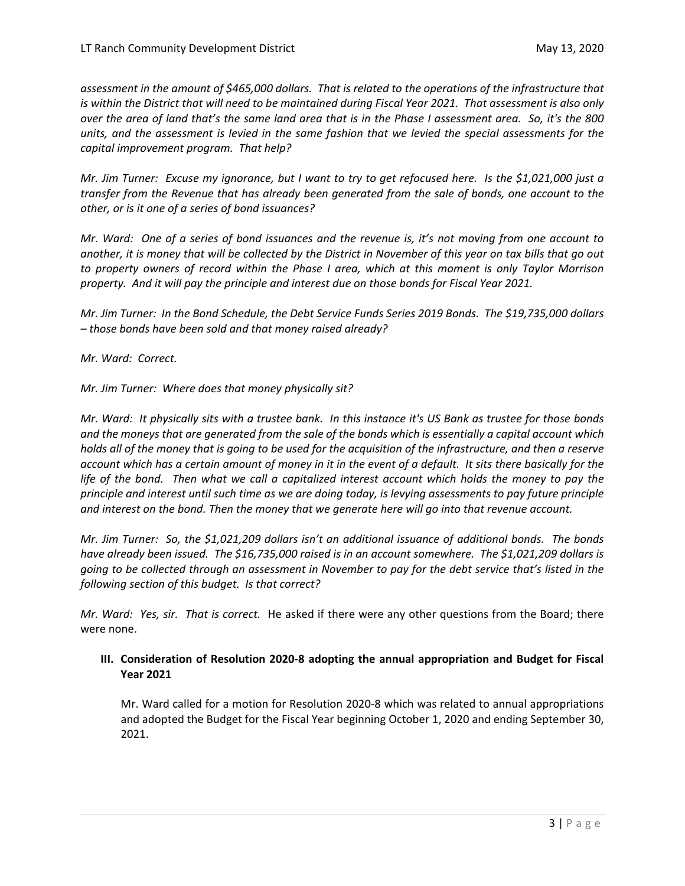*assessment in the amount of $465,000 dollars. That is related to the operations of the infrastructure that is within the District that will need to be maintained during Fiscal Year 2021. That assessment is also only over the area of land that's the same land area that is in the Phase I assessment area. So, it's the 800 units, and the assessment is levied in the same fashion that we levied the special assessments for the capital improvement program. That help?*

*Mr. Jim Turner: Excuse my ignorance, but I want to try to get refocused here. Is the $1,021,000 just a transfer from the Revenue that has already been generated from the sale of bonds, one account to the other, or is it one of a series of bond issuances?*

*Mr. Ward: One of a series of bond issuances and the revenue is, it's not moving from one account to another, it is money that will be collected by the District in November of this year on tax bills that go out to property owners of record within the Phase I area, which at this moment is only Taylor Morrison property. And it will pay the principle and interest due on those bonds for Fiscal Year 2021.*

*Mr. Jim Turner: In the Bond Schedule, the Debt Service Funds Series 2019 Bonds. The $19,735,000 dollars – those bonds have been sold and that money raised already?*

*Mr. Ward: Correct.*

*Mr. Jim Turner: Where does that money physically sit?*

*Mr. Ward: It physically sits with a trustee bank. In this instance it's US Bank as trustee for those bonds and the moneys that are generated from the sale of the bonds which is essentially a capital account which holds all of the money that is going to be used for the acquisition of the infrastructure, and then a reserve account which has a certain amount of money in it in the event of a default. It sits there basically for the life of the bond. Then what we call a capitalized interest account which holds the money to pay the principle and interest until such time as we are doing today, is levying assessments to pay future principle and interest on the bond. Then the money that we generate here will go into that revenue account.*

*Mr. Jim Turner: So, the $1,021,209 dollars isn't an additional issuance of additional bonds. The bonds have already been issued. The $16,735,000 raised is in an account somewhere. The $1,021,209 dollars is going to be collected through an assessment in November to pay for the debt service that's listed in the following section of this budget. Is that correct?*

*Mr. Ward: Yes, sir. That is correct.* He asked if there were any other questions from the Board; there were none.

## III. Consideration of Resolution 2020-8 adopting the annual appropriation and Budget for Fiscal Year 2021

Mr. Ward called for a motion for Resolution 2020-8 which was related to annual appropriations and adopted the Budget for the Fiscal Year beginning October 1, 2020 and ending September 30, 2021.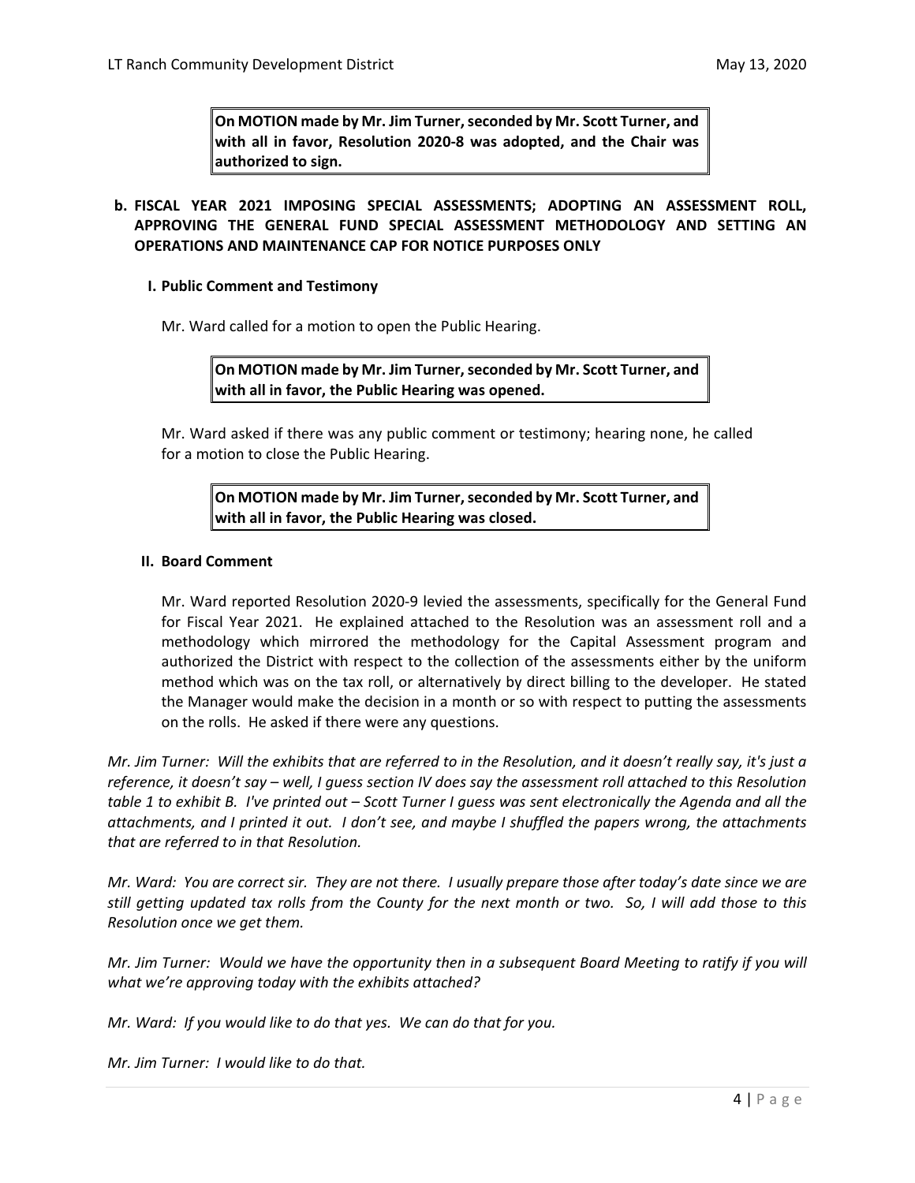**On MOTION made by Mr. Jim Turner, seconded by Mr. Scott Turner, and with all in favor, Resolution 2020-8 was adopted, and the Chair was authorized to sign.**

**b. FISCAL YEAR 2021 IMPOSING SPECIAL ASSESSMENTS; ADOPTING AN ASSESSMENT ROLL, APPROVING THE GENERAL FUND SPECIAL ASSESSMENT METHODOLOGY AND SETTING AN OPERATIONS AND MAINTENANCE CAP FOR NOTICE PURPOSES ONLY**

**I. Public Comment and Testimony**

Mr. Ward called for a motion to open the Public Hearing.

**On MOTION made by Mr. Jim Turner, seconded by Mr. Scott Turner, and with all in favor, the Public Hearing was opened.**

Mr. Ward asked if there was any public comment or testimony; hearing none, he called for a motion to close the Public Hearing.

**On MOTION made by Mr. Jim Turner, seconded by Mr. Scott Turner, and with all in favor, the Public Hearing was closed.**

**II. Board Comment**

Mr. Ward reported Resolution 2020-9 levied the assessments, specifically for the General Fund for Fiscal Year 2021. He explained attached to the Resolution was an assessment roll and a methodology which mirrored the methodology for the Capital Assessment program and authorized the District with respect to the collection of the assessments either by the uniform method which was on the tax roll, or alternatively by direct billing to the developer. He stated the Manager would make the decision in a month or so with respect to putting the assessments on the rolls. He asked if there were any questions.

*Mr. Jim Turner: Will the exhibits that are referred to in the Resolution, and it doesn't really say, it's just a reference, it doesn't say – well, I guess section IV does say the assessment roll attached to this Resolution table 1 to exhibit B. I've printed out – Scott Turner I guess was sent electronically the Agenda and all the attachments, and I printed it out. I don't see, and maybe I shuffled the papers wrong, the attachments that are referred to in that Resolution.*

*Mr. Ward: You are correct sir. They are not there. I usually prepare those after today's date since we are still getting updated tax rolls from the County for the next month or two. So, I will add those to this Resolution once we get them.*

*Mr. Jim Turner: Would we have the opportunity then in a subsequent Board Meeting to ratify if you will what we're approving today with the exhibits attached?*

*Mr. Ward: If you would like to do that yes. We can do that for you.*

*Mr. Jim Turner: I would like to do that.*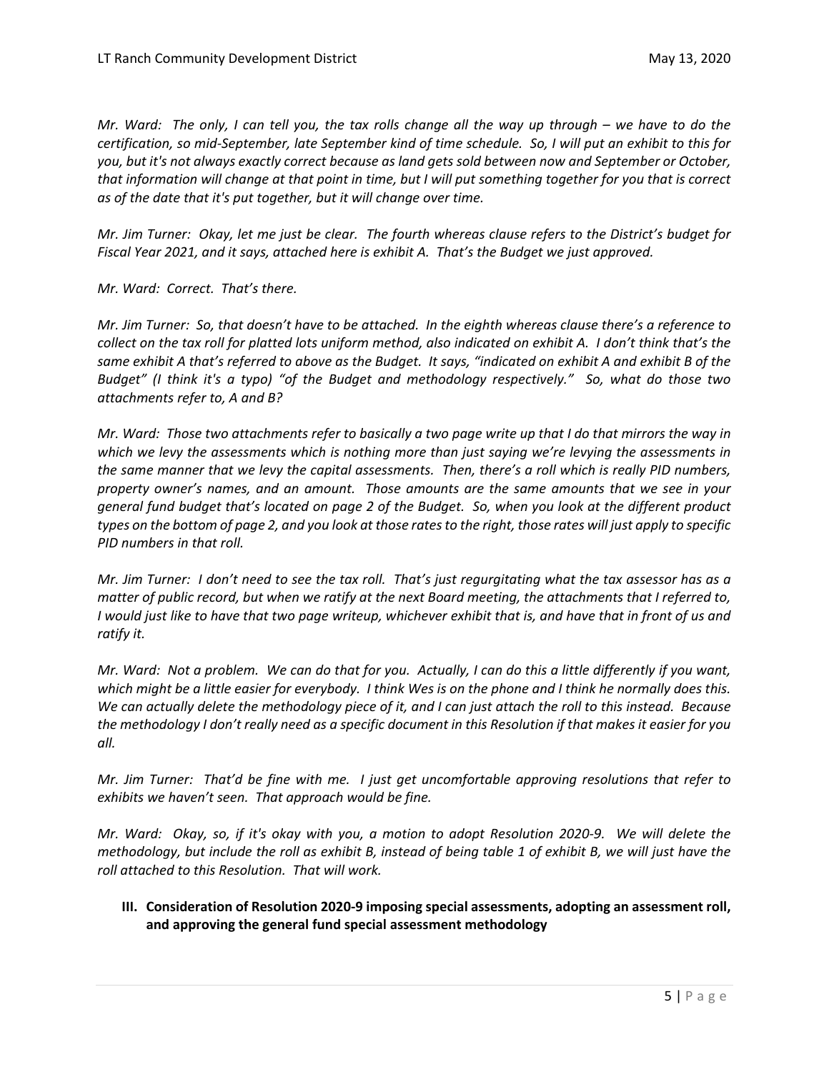*Mr. Ward: The only, I can tell you, the tax rolls change all the way up through – we have to do the certification, so mid-September, late September kind of time schedule. So, I will put an exhibit to this for you, but it's not always exactly correct because as land gets sold between now and September or October, that information will change at that point in time, but I will put something together for you that is correct as of the date that it's put together, but it will change over time.*

*Mr. Jim Turner: Okay, let me just be clear. The fourth whereas clause refers to the District's budget for Fiscal Year 2021, and it says, attached here is exhibit A. That's the Budget we just approved.*

*Mr. Ward: Correct. That's there.*

*Mr. Jim Turner: So, that doesn't have to be attached. In the eighth whereas clause there's a reference to collect on the tax roll for platted lots uniform method, also indicated on exhibit A. I don't think that's the same exhibit A that's referred to above as the Budget. It says, "indicated on exhibit A and exhibit B of the Budget" (I think it's a typo) "of the Budget and methodology respectively." So, what do those two attachments refer to, A and B?*

*Mr. Ward: Those two attachments refer to basically a two page write up that I do that mirrors the way in which we levy the assessments which is nothing more than just saying we're levying the assessments in the same manner that we levy the capital assessments. Then, there's a roll which is really PID numbers, property owner's names, and an amount. Those amounts are the same amounts that we see in your general fund budget that's located on page 2 of the Budget. So, when you look at the different product types on the bottom of page 2, and you look at those rates to the right, those rates will just apply to specific PID numbers in that roll.*

*Mr. Jim Turner: I don't need to see the tax roll. That's just regurgitating what the tax assessor has as a matter of public record, but when we ratify at the next Board meeting, the attachments that I referred to, I would just like to have that two page writeup, whichever exhibit that is, and have that in front of us and ratify it.*

*Mr. Ward: Not a problem. We can do that for you. Actually, I can do this a little differently if you want, which might be a little easier for everybody. I think Wes is on the phone and I think he normally does this. We can actually delete the methodology piece of it, and I can just attach the roll to this instead. Because the methodology I don't really need as a specific document in this Resolution if that makes it easier for you all.*

*Mr. Jim Turner: That'd be fine with me. I just get uncomfortable approving resolutions that refer to exhibits we haven't seen. That approach would be fine.*

*Mr. Ward: Okay, so, if it's okay with you, a motion to adopt Resolution 2020-9. We will delete the methodology, but include the roll as exhibit B, instead of being table 1 of exhibit B, we will just have the roll attached to this Resolution. That will work.*

**III. Consideration of Resolution 2020-9 imposing special assessments, adopting an assessment roll, and approving the general fund special assessment methodology**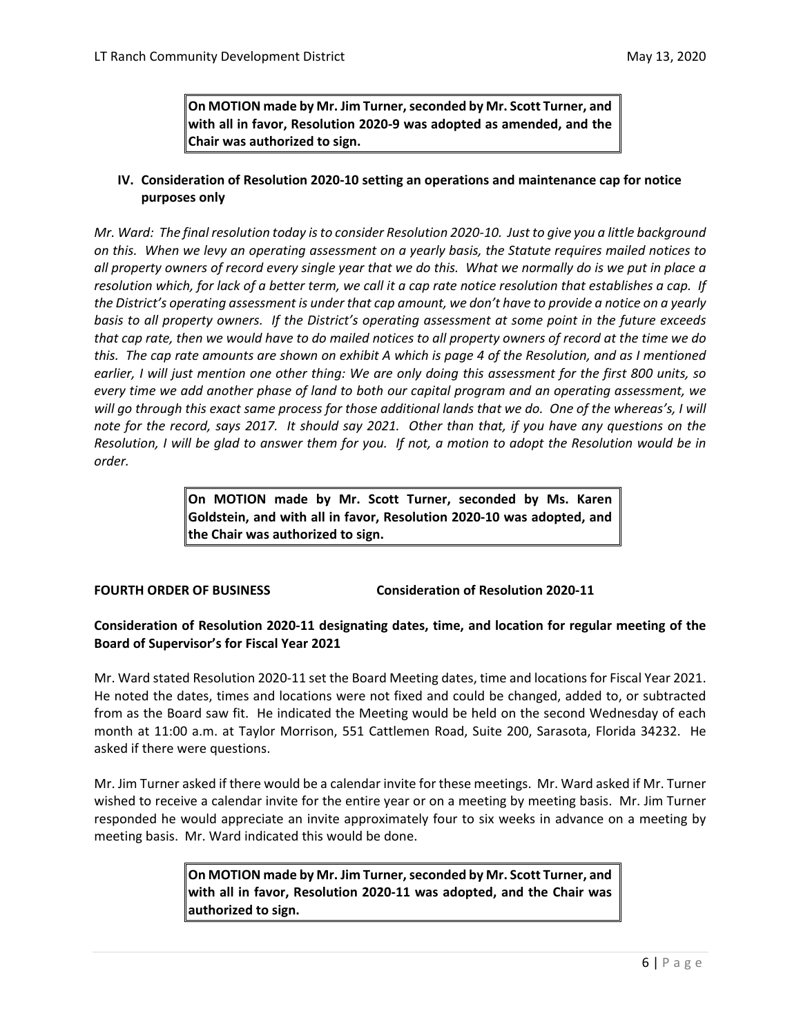**On MOTION made by Mr. Jim Turner, seconded by Mr. Scott Turner, and with all in favor, Resolution 2020-9 was adopted as amended, and the Chair was authorized to sign.**

**IV. Consideration of Resolution 2020-10 setting an operations and maintenance cap for notice purposes only**

*Mr. Ward: The final resolution today is to consider Resolution 2020-10. Just to give you a little background on this. When we levy an operating assessment on a yearly basis, the Statute requires mailed notices to all property owners of record every single year that we do this. What we normally do is we put in place a resolution which, for lack of a better term, we call it a cap rate notice resolution that establishes a cap. If the District's operating assessment is under that cap amount, we don't have to provide a notice on a yearly basis to all property owners. If the District's operating assessment at some point in the future exceeds that cap rate, then we would have to do mailed notices to all property owners of record at the time we do this. The cap rate amounts are shown on exhibit A which is page 4 of the Resolution, and as I mentioned earlier, I will just mention one other thing: We are only doing this assessment for the first 800 units, so every time we add another phase of land to both our capital program and an operating assessment, we will go through this exact same process for those additional lands that we do. One of the whereas's, I will note for the record, says 2017. It should say 2021. Other than that, if you have any questions on the Resolution, I will be glad to answer them for you. If not, a motion to adopt the Resolution would be in order.*

**On MOTION made by Mr. Scott Turner, seconded by Ms. Karen Goldstein, and with all in favor, Resolution 2020-10 was adopted, and the Chair was authorized to sign.**

**FOURTH ORDER OF BUSINESS Consideration of Resolution 2020-11**

**Consideration of Resolution 2020-11 designating dates, time, and location for regular meeting of the Board of Supervisor's for Fiscal Year 2021**

Mr. Ward stated Resolution 2020-11 set the Board Meeting dates, time and locations for Fiscal Year 2021. He noted the dates, times and locations were not fixed and could be changed, added to, or subtracted from as the Board saw fit. He indicated the Meeting would be held on the second Wednesday of each month at 11:00 a.m. at Taylor Morrison, 551 Cattlemen Road, Suite 200, Sarasota, Florida 34232. He asked if there were questions.

Mr. Jim Turner asked if there would be a calendar invite for these meetings. Mr. Ward asked if Mr. Turner wished to receive a calendar invite for the entire year or on a meeting by meeting basis. Mr. Jim Turner responded he would appreciate an invite approximately four to six weeks in advance on a meeting by meeting basis. Mr. Ward indicated this would be done.

**On MOTION made by Mr. Jim Turner, seconded by Mr. Scott Turner, and with all in favor, Resolution 2020-11 was adopted, and the Chair was authorized to sign.**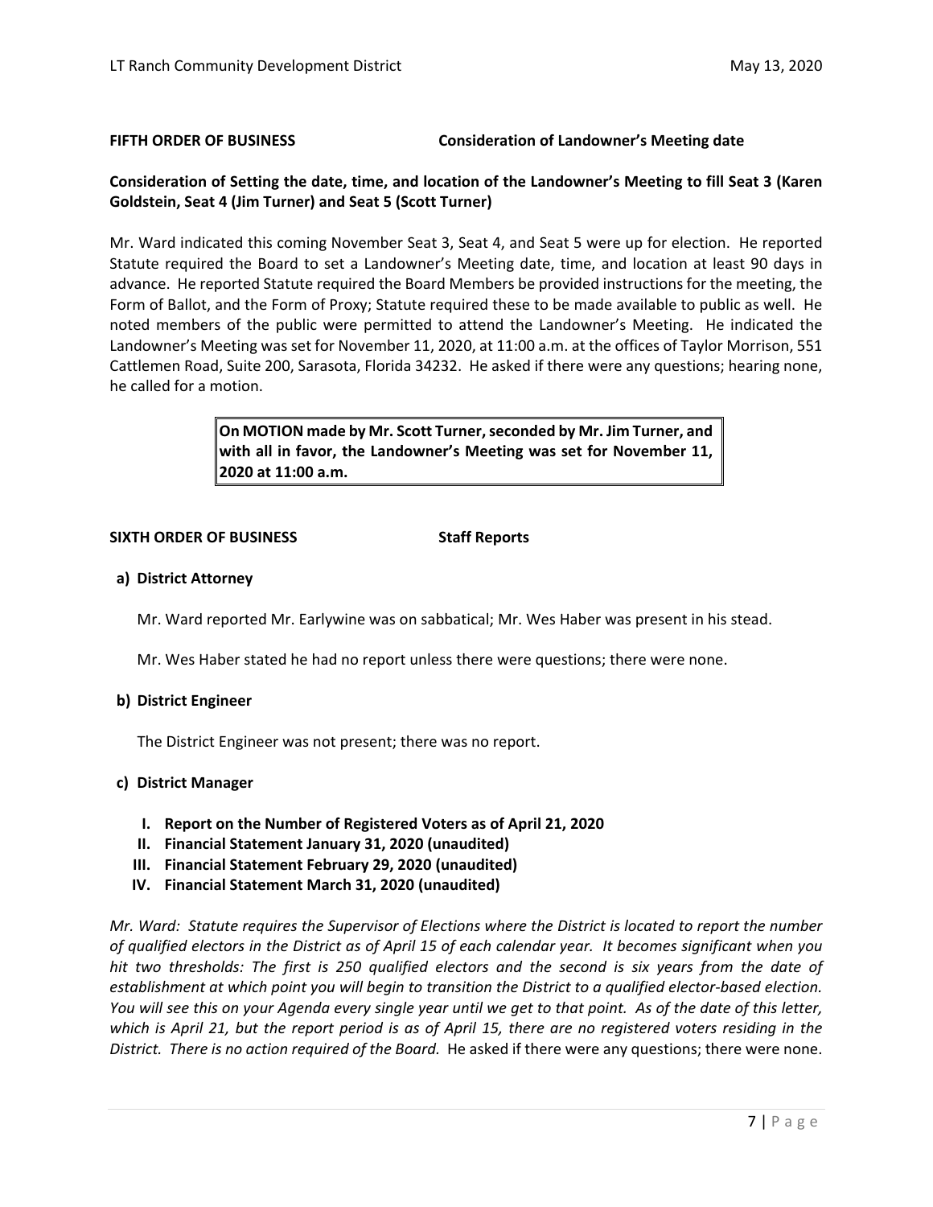**FIFTH ORDER OF BUSINESS** **Consideration of Landowner's Meeting date**

**Consideration of Setting the date, time, and location of the Landowner's Meeting to fill Seat 3 (Karen Goldstein, Seat 4 (Jim Turner) and Seat 5 (Scott Turner)**

Mr. Ward indicated this coming November Seat 3, Seat 4, and Seat 5 were up for election. He reported Statute required the Board to set a Landowner's Meeting date, time, and location at least 90 days in advance. He reported Statute required the Board Members be provided instructions for the meeting, the Form of Ballot, and the Form of Proxy; Statute required these to be made available to public as well. He noted members of the public were permitted to attend the Landowner's Meeting. He indicated the Landowner's Meeting was set for November 11, 2020, at 11:00 a.m. at the offices of Taylor Morrison, 551 Cattlemen Road, Suite 200, Sarasota, Florida 34232. He asked if there were any questions; hearing none, he called for a motion.

> **On MOTION made by Mr. Scott Turner, seconded by Mr. Jim Turner, and with all in favor, the Landowner's Meeting was set for November 11, 2020 at 11:00 a.m.**

**SIXTH ORDER OF BUSINESS** **Staff Reports**

**a) District Attorney**

Mr. Ward reported Mr. Earlywine was on sabbatical; Mr. Wes Haber was present in his stead.

Mr. Wes Haber stated he had no report unless there were questions; there were none.

**b) District Engineer**

The District Engineer was not present; there was no report.

**c) District Manager**

- **I. Report on the Number of Registered Voters as of April 21, 2020**
- **II. Financial Statement January 31, 2020 (unaudited)**
- **III. Financial Statement February 29, 2020 (unaudited)**
- **IV. Financial Statement March 31, 2020 (unaudited)**

*Mr. Ward: Statute requires the Supervisor of Elections where the District is located to report the number of qualified electors in the District as of April 15 of each calendar year. It becomes significant when you hit two thresholds: The first is 250 qualified electors and the second is six years from the date of establishment at which point you will begin to transition the District to a qualified elector-based election. You will see this on your Agenda every single year until we get to that point. As of the date of this letter, which is April 21, but the report period is as of April 15, there are no registered voters residing in the District. There is no action required of the Board.* He asked if there were any questions; there were none.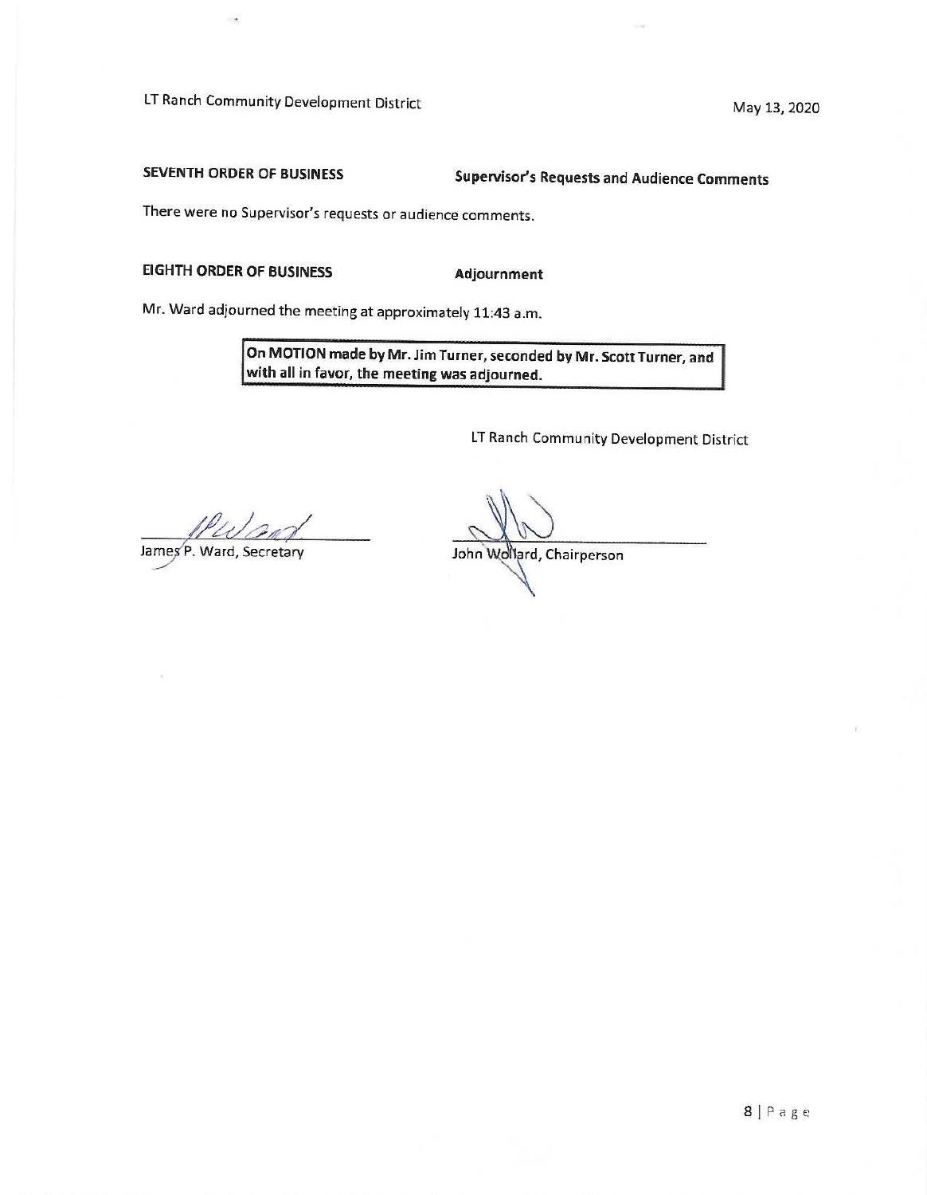**SEVENTH ORDER OF BUSINESS** **Supervisor's Requests and Audience Comments**

There were no Supervisor's requests or audience comments.

**EIGHTH ORDER OF BUSINESS** **Adjournment**

Mr. Ward adjourned the meeting at approximately 11:43 a.m.

> **On MOTION made by Mr. Jim Turner, seconded by Mr. Scott Turner, and with all in favor, the meeting was adjourned.**

LT Ranch Community Development District

James P. Ward, Secretary

John Wollard, Chairperson